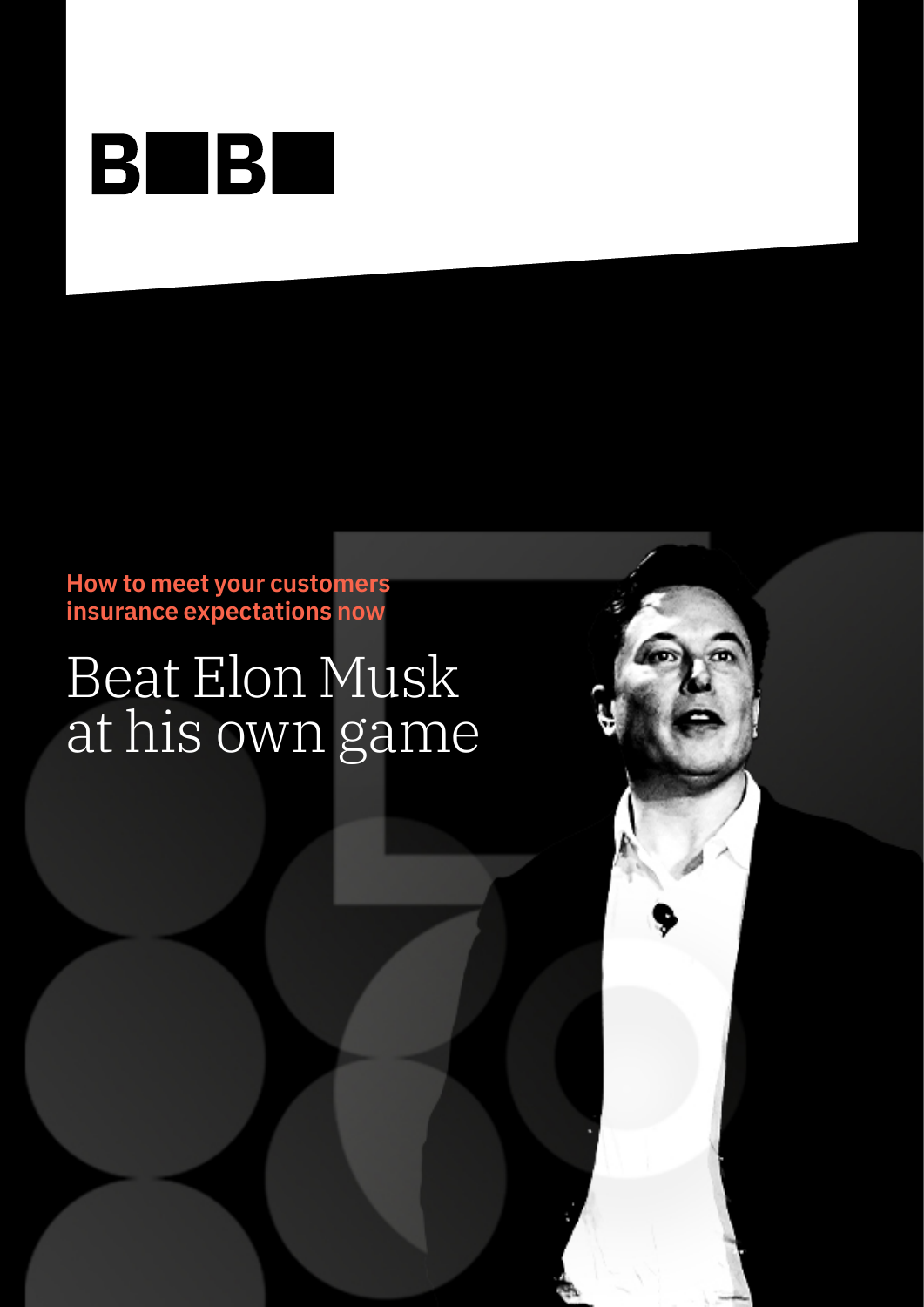B B

**How to meet your customers insurance expectations now**

# Beat Elon Musk at his own game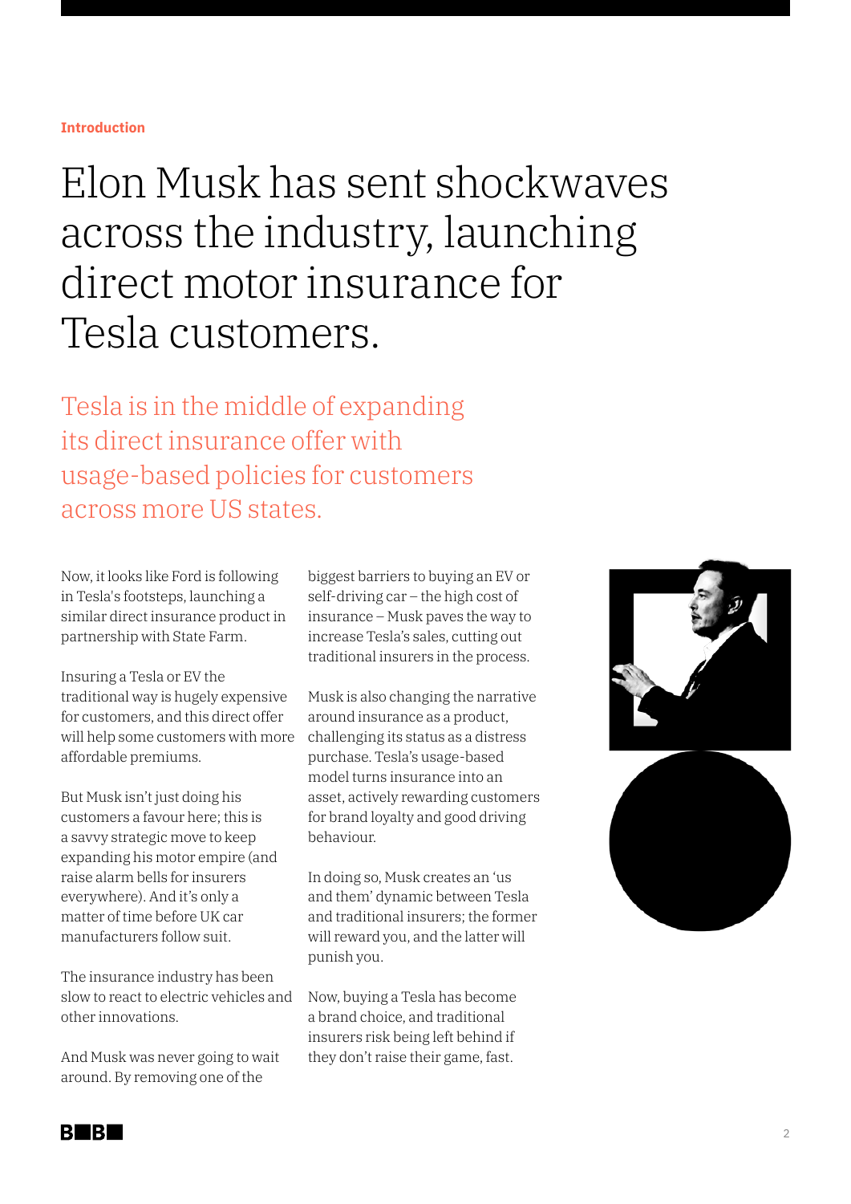Introduction

# Elon Musk has sent shockwaves across the industry, launching direct motor insurance for Tesla customers.

## Tesla is in the middle of expanding its direct insurance offer with usage-based policies for customers across more US states.

Now, it looks like Ford is following in Tesla's footsteps, launching a similar direct insurance product in partnership with State Farm.

Insuring a Tesla or EV the traditional way is hugely expensive for customers, and this direct offer will help some customers with more affordable premiums.

But Musk isn't just doing his customers a favour here; this is a savvy strategic move to keep expanding his motor empire (and raise alarm bells for insurers everywhere). And it's only a matter of time before UK car manufacturers follow suit.

The insurance industry has been slow to react to electric vehicles and other innovations.

And Musk was never going to wait around. By removing one of the biggest barriers to buying an EV or self-driving car – the high cost of insurance – Musk paves the way to increase Tesla's sales, cutting out traditional insurers in the process.

Musk is also changing the narrative around insurance as a product, challenging its status as a distress purchase. Tesla's usage-based model turns insurance into an asset, actively rewarding customers for brand loyalty and good driving behaviour.

In doing so, Musk creates an 'us and them' dynamic between Tesla and traditional insurers; the former will reward you, and the latter will punish you.

Now, buying a Tesla has become a brand choice, and traditional insurers risk being left behind if they don't raise their game, fast.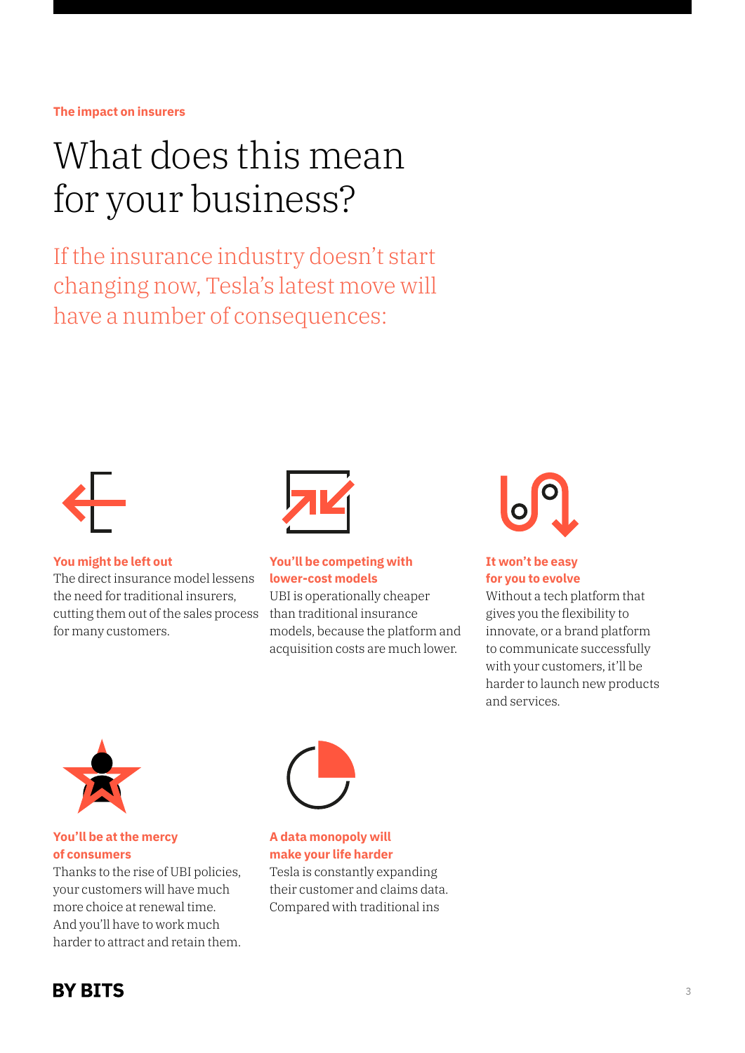The impact on insurers

# What does this mean for your business?

## If the insurance industry doesn't start changing now, Tesla's latest move will have a number of consequences:

**You might be left out**
The direct insurance model lessens the need for traditional insurers, cutting them out of the sales process for many customers.

**You'll be competing with lower-cost models**
UBI is operationally cheaper than traditional insurance models, because the platform and acquisition costs are much lower.

**It won't be easy for you to evolve**
Without a tech platform that gives you the flexibility to innovate, or a brand platform to communicate successfully with your customers, it'll be harder to launch new products and services.

**You'll be at the mercy of consumers**
Thanks to the rise of UBI policies, your customers will have much more choice at renewal time. And you'll have to work much harder to attract and retain them.

**A data monopoly will make your life harder**
Tesla is constantly expanding their customer and claims data. Compared with traditional ins

BY BITS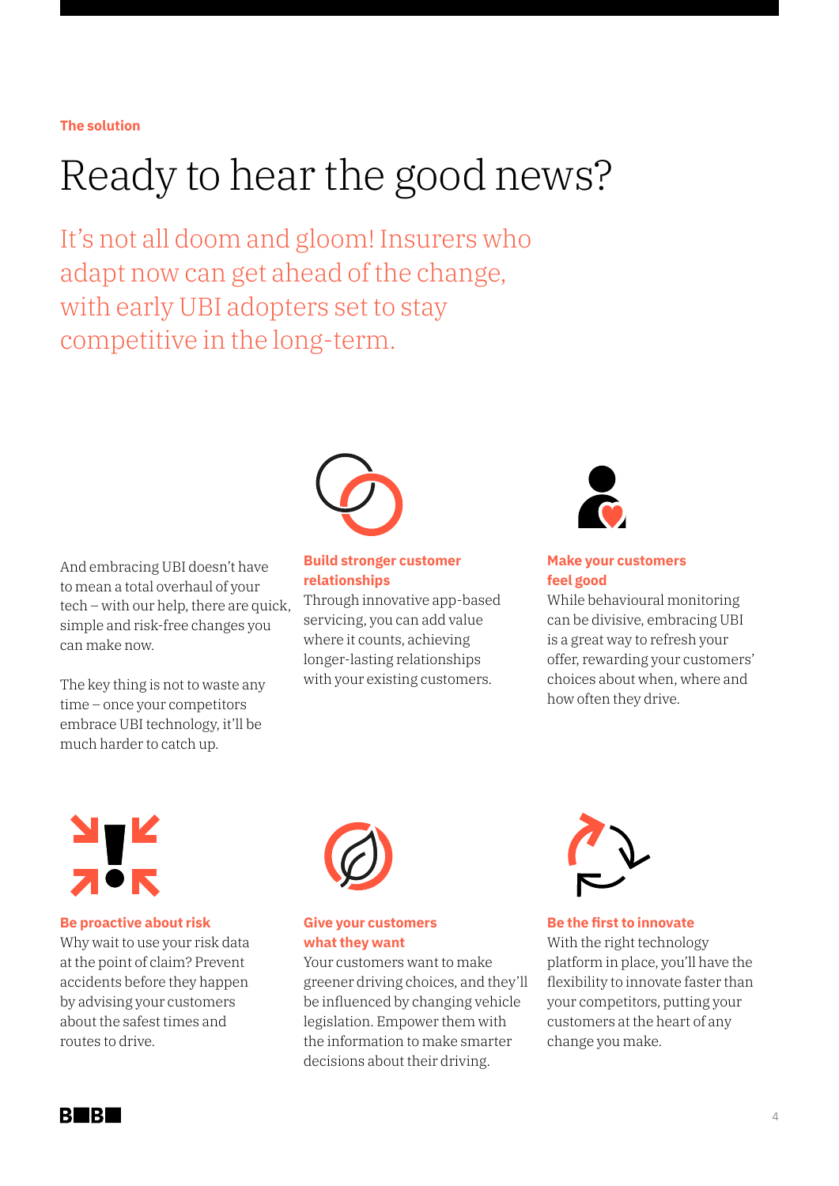**The solution**

# Ready to hear the good news?

It's not all doom and gloom! Insurers who adapt now can get ahead of the change, with early UBI adopters set to stay competitive in the long-term.

And embracing UBI doesn't have to mean a total overhaul of your tech – with our help, there are quick, simple and risk-free changes you can make now.

The key thing is not to waste any time – once your competitors embrace UBI technology, it'll be much harder to catch up.

### Build stronger customer relationships

Through innovative app-based servicing, you can add value where it counts, achieving longer-lasting relationships with your existing customers.

### Make your customers feel good

While behavioural monitoring can be divisive, embracing UBI is a great way to refresh your offer, rewarding your customers' choices about when, where and how often they drive.

### Be proactive about risk

Why wait to use your risk data at the point of claim? Prevent accidents before they happen by advising your customers about the safest times and routes to drive.

### Give your customers what they want

Your customers want to make greener driving choices, and they'll be influenced by changing vehicle legislation. Empower them with the information to make smarter decisions about their driving.

### Be the first to innovate

With the right technology platform in place, you'll have the flexibility to innovate faster than your competitors, putting your customers at the heart of any change you make.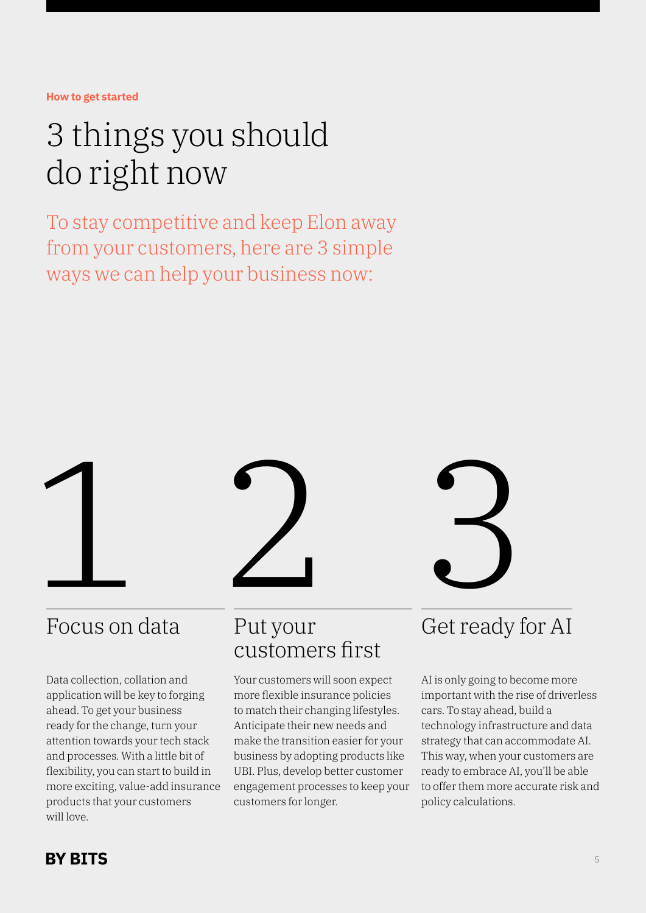How to get started

# 3 things you should do right now

To stay competitive and keep Elon away from your customers, here are 3 simple ways we can help your business now:

## 1 Focus on data

Data collection, collation and application will be key to forging ahead. To get your business ready for the change, turn your attention towards your tech stack and processes. With a little bit of flexibility, you can start to build in more exciting, value-add insurance products that your customers will love.

## 2 Put your customers first

Your customers will soon expect more flexible insurance policies to match their changing lifestyles. Anticipate their new needs and make the transition easier for your business by adopting products like UBI. Plus, develop better customer engagement processes to keep your customers for longer.

## 3 Get ready for AI

AI is only going to become more important with the rise of driverless cars. To stay ahead, build a technology infrastructure and data strategy that can accommodate AI. This way, when your customers are ready to embrace AI, you'll be able to offer them more accurate risk and policy calculations.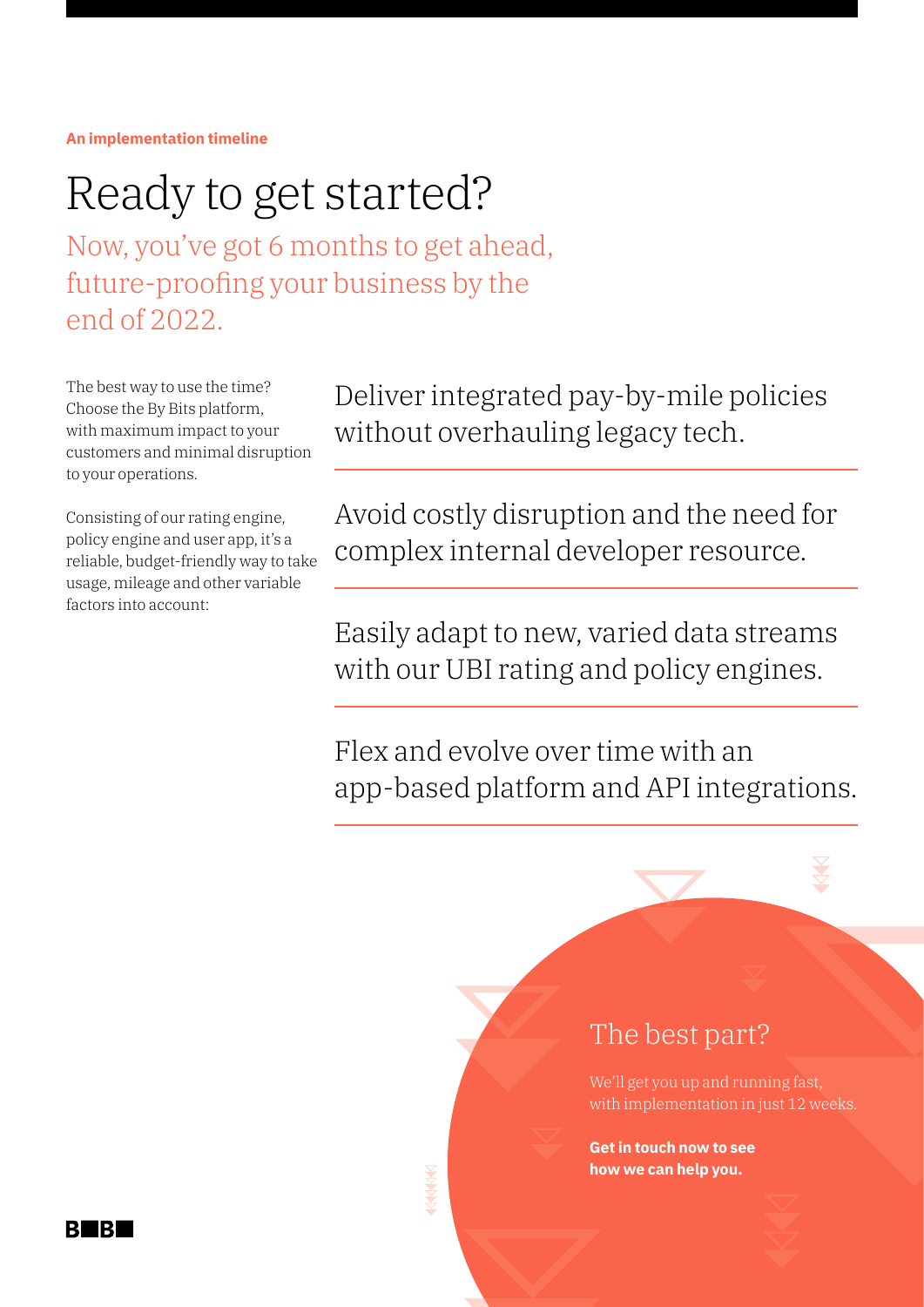**An implementation timeline**

# Ready to get started?

## Now, you've got 6 months to get ahead, future-proofing your business by the end of 2022.

The best way to use the time? Choose the By Bits platform, with maximum impact to your customers and minimal disruption to your operations.

Consisting of our rating engine, policy engine and user app, it's a reliable, budget-friendly way to take usage, mileage and other variable factors into account:

Deliver integrated pay-by-mile policies without overhauling legacy tech.

Avoid costly disruption and the need for complex internal developer resource.

Easily adapt to new, varied data streams with our UBI rating and policy engines.

Flex and evolve over time with an app-based platform and API integrations.

### The best part?

We'll get you up and running fast, with implementation in just 12 weeks.

**Get in touch now to see how we can help you.**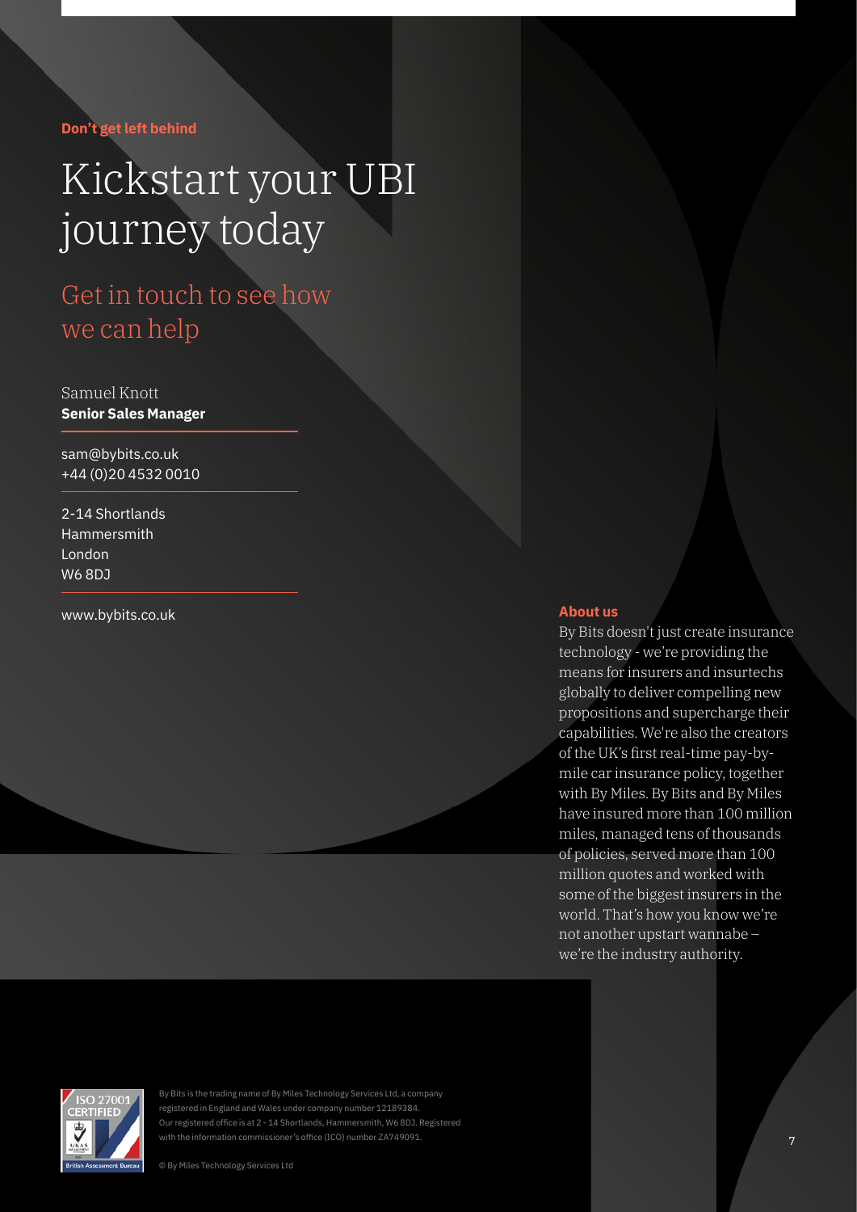**Don't get left behind**

# Kickstart your UBI journey today

## Get in touch to see how we can help

Samuel Knott
**Senior Sales Manager**

sam@bybits.co.uk
+44 (0)20 4532 0010

2-14 Shortlands
Hammersmith
London
W6 8DJ

www.bybits.co.uk

**About us**

By Bits doesn't just create insurance technology - we're providing the means for insurers and insurtechs globally to deliver compelling new propositions and supercharge their capabilities. We're also the creators of the UK's first real-time pay-by-mile car insurance policy, together with By Miles. By Bits and By Miles have insured more than 100 million miles, managed tens of thousands of policies, served more than 100 million quotes and worked with some of the biggest insurers in the world. That's how you know we're not another upstart wannabe – we're the industry authority.

ISO 27001 CERTIFIED

By Bits is the trading name of By Miles Technology Services Ltd, a company registered in England and Wales under company number 12189384. Our registered office is at 2 - 14 Shortlands, Hammersmith, W6 8DJ. Registered with the information commissioner's office (ICO) number ZA749091.

© By Miles Technology Services Ltd